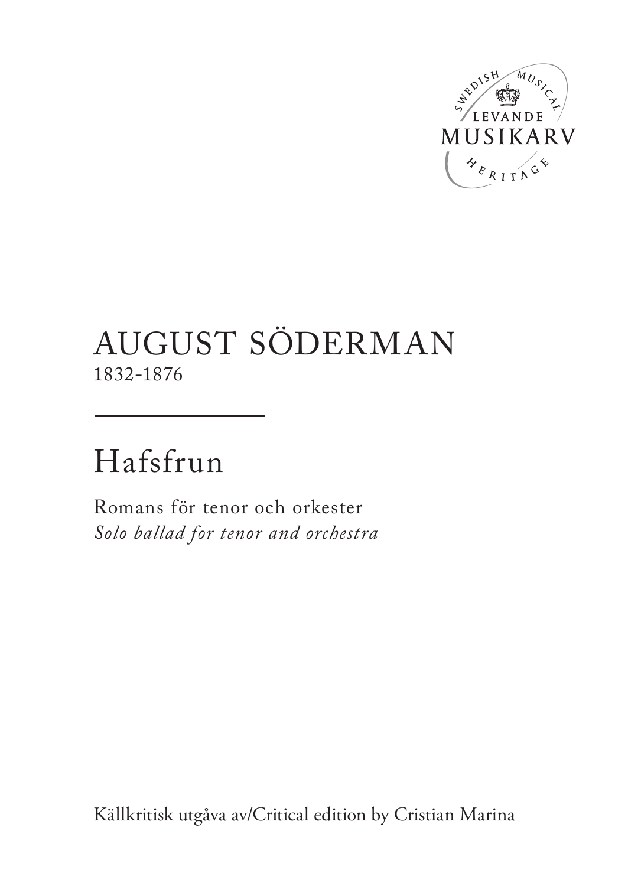SWEDISH MUSICAL
LEVANDE
MUSIKARV
HERITAGE

# AUGUST SÖDERMAN
1832-1876

# Hafsfrun

Romans för tenor och orkester
*Solo ballad for tenor and orchestra*

Källkritisk utgåva av/Critical edition by Cristian Marina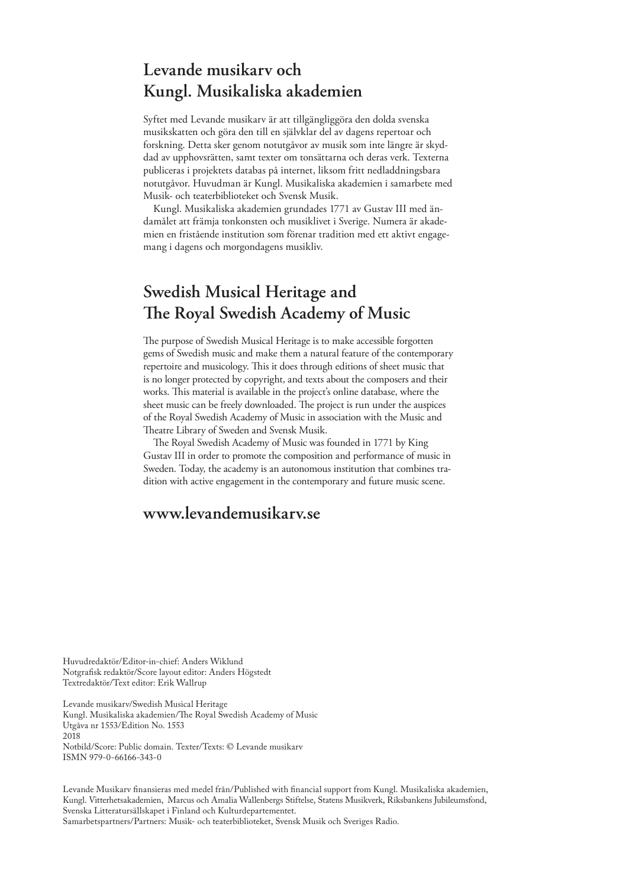## Levande musikarv och Kungl. Musikaliska akademien

Syftet med Levande musikarv är att tillgängliggöra den dolda svenska musikskatten och göra den till en självklar del av dagens repertoar och forskning. Detta sker genom notutgåvor av musik som inte längre är skyddad av upphovsrätten, samt texter om tonsättarna och deras verk. Texterna publiceras i projektets databas på internet, liksom fritt nedladdningsbara notutgåvor. Huvudman är Kungl. Musikaliska akademien i samarbete med Musik- och teaterbiblioteket och Svensk Musik.

Kungl. Musikaliska akademien grundades 1771 av Gustav III med ändamålet att främja tonkonsten och musiklivet i Sverige. Numera är akademien en fristående institution som förenar tradition med ett aktivt engagemang i dagens och morgondagens musikliv.

## Swedish Musical Heritage and The Royal Swedish Academy of Music

The purpose of Swedish Musical Heritage is to make accessible forgotten gems of Swedish music and make them a natural feature of the contemporary repertoire and musicology. This it does through editions of sheet music that is no longer protected by copyright, and texts about the composers and their works. This material is available in the project's online database, where the sheet music can be freely downloaded. The project is run under the auspices of the Royal Swedish Academy of Music in association with the Music and Theatre Library of Sweden and Svensk Musik.

The Royal Swedish Academy of Music was founded in 1771 by King Gustav III in order to promote the composition and performance of music in Sweden. Today, the academy is an autonomous institution that combines tradition with active engagement in the contemporary and future music scene.

## www.levandemusikarv.se

Huvudredaktör/Editor-in-chief: Anders Wiklund
Notgrafisk redaktör/Score layout editor: Anders Högstedt
Textredaktör/Text editor: Erik Wallrup

Levande musikarv/Swedish Musical Heritage
Kungl. Musikaliska akademien/The Royal Swedish Academy of Music
Utgåva nr 1553/Edition No. 1553
2018
Notbild/Score: Public domain. Texter/Texts: © Levande musikarv
ISMN 979-0-66166-343-0

Levande Musikarv finansieras med medel från/Published with financial support from Kungl. Musikaliska akademien, Kungl. Vitterhetsakademien, Marcus och Amalia Wallenbergs Stiftelse, Statens Musikverk, Riksbankens Jubileumsfond, Svenska Litteratursällskapet i Finland och Kulturdepartementet.
Samarbetspartners/Partners: Musik- och teaterbiblioteket, Svensk Musik och Sveriges Radio.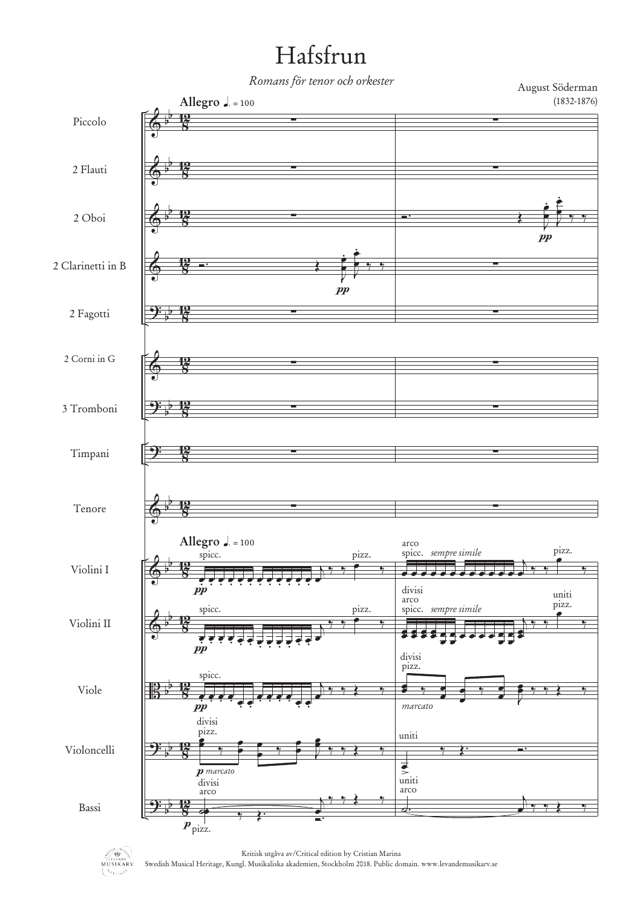# Hafsfrun

*Romans för tenor och orkester*

August Söderman
(1832-1876)

Kritisk utgåva av/Critical edition by Cristian Marina
Swedish Musical Heritage, Kungl. Musikaliska akademien, Stockholm 2018. Public domain. www.levandemusikarv.se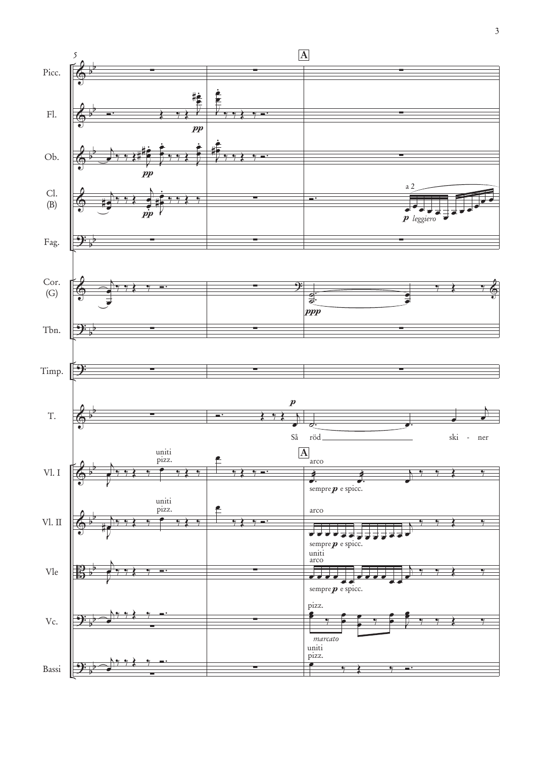Picc.

Fl.

*pp*

Ob.

*pp*

Cl. (B)

*pp*

a 2

*p leggiero*

Fag.

Cor. (G)

*ppp*

Tbn.

Timp.

T.

*p*

Så röd ski - ner

Vl. I

uniti pizz.

A

arco

sempre *p* e spicc.

Vl. II

uniti pizz.

arco

sempre *p* e spicc.

Vle

uniti arco

sempre *p* e spicc.

Vc.

pizz.

*marcato*

Bassi

uniti pizz.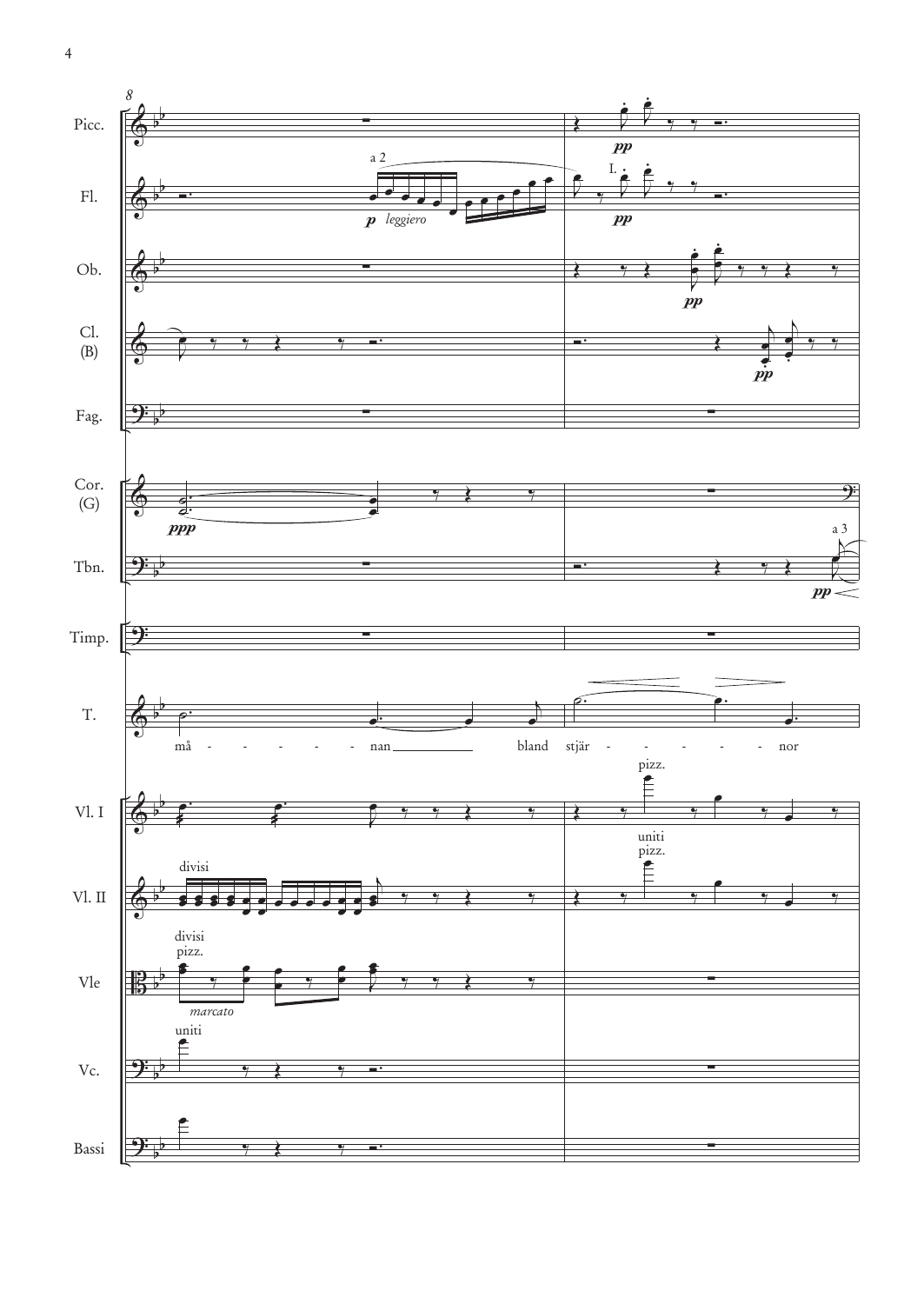8

Picc.

Fl. — a 2 — *p leggiero* — I. — *pp*

Ob. — *pp*

Cl. (B) — *pp*

Fag.

Cor. (G) — *ppp*

Tbn. — a 3 — *pp*

Timp.

T. — må - - - - - - nan bland stjär - - - - - - nor

Vl. I — pizz.

Vl. II — divisi — uniti pizz.

Vle — divisi pizz. — *marcato*

Vc. — uniti

Bassi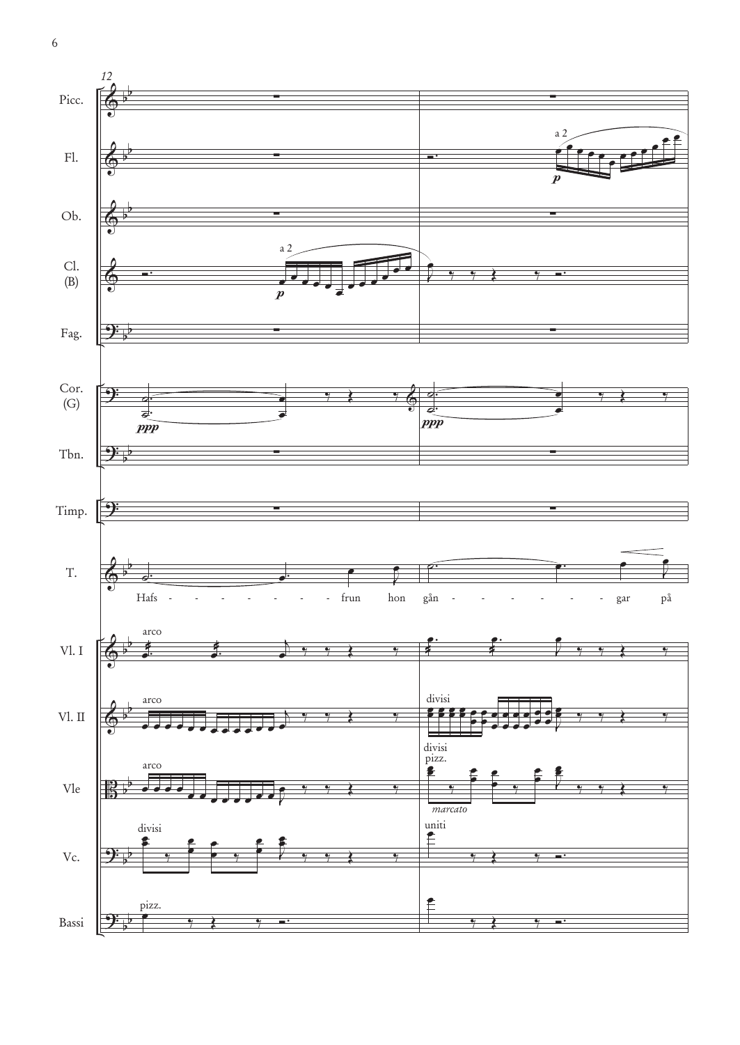12

Picc.

Fl. — a 2 — *p*

Ob.

Cl. (B) — a 2 — *p*

Fag.

Cor. (G) — *ppp* — *ppp*

Tbn.

Timp.

T. — Hafs - - - - - - - - - frun hon gån - - - - - - - - gar på

Vl. I — arco

Vl. II — arco — divisi

Vle — arco — divisi pizz. — *marcato*

Vc. — divisi — uniti

Bassi — pizz.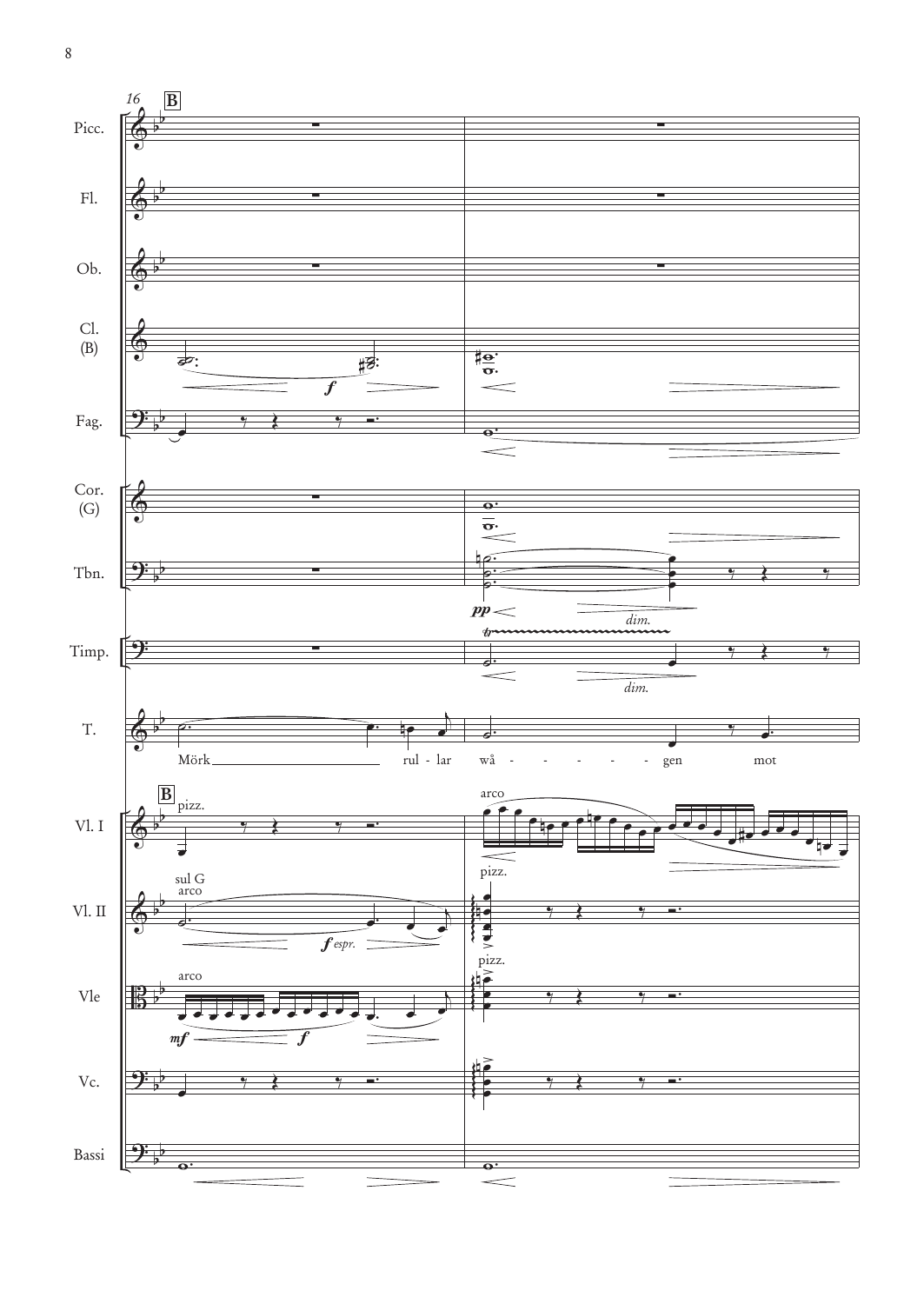16 **B**

Picc.
Fl.
Ob.
Cl. (B)
Fag.
Cor. (G)
Tbn.
Timp.
T.
Vl. I
Vl. II
Vle
Vc.
Bassi

T.: Mörk — rul - lar wå - - - - - - gen mot

*f* *pp* *dim.* *dim.* *f espr.* *mf* *f*

pizz. arco sul G arco arco pizz. pizz.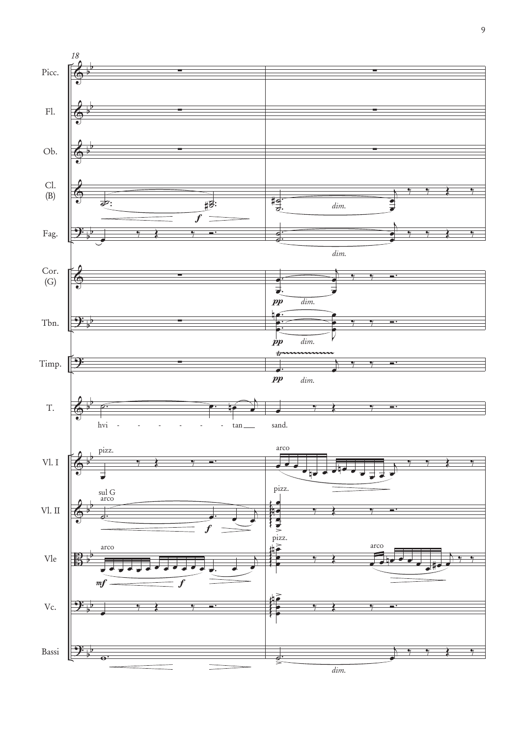18

Picc.

Fl.

Ob.

Cl. (B)

Fag.

Cor. (G)

Tbn.

Timp.

T.

hvi - - - - - - - tan ___ sand.

Vl. I

Vl. II

Vle

Vc.

Bassi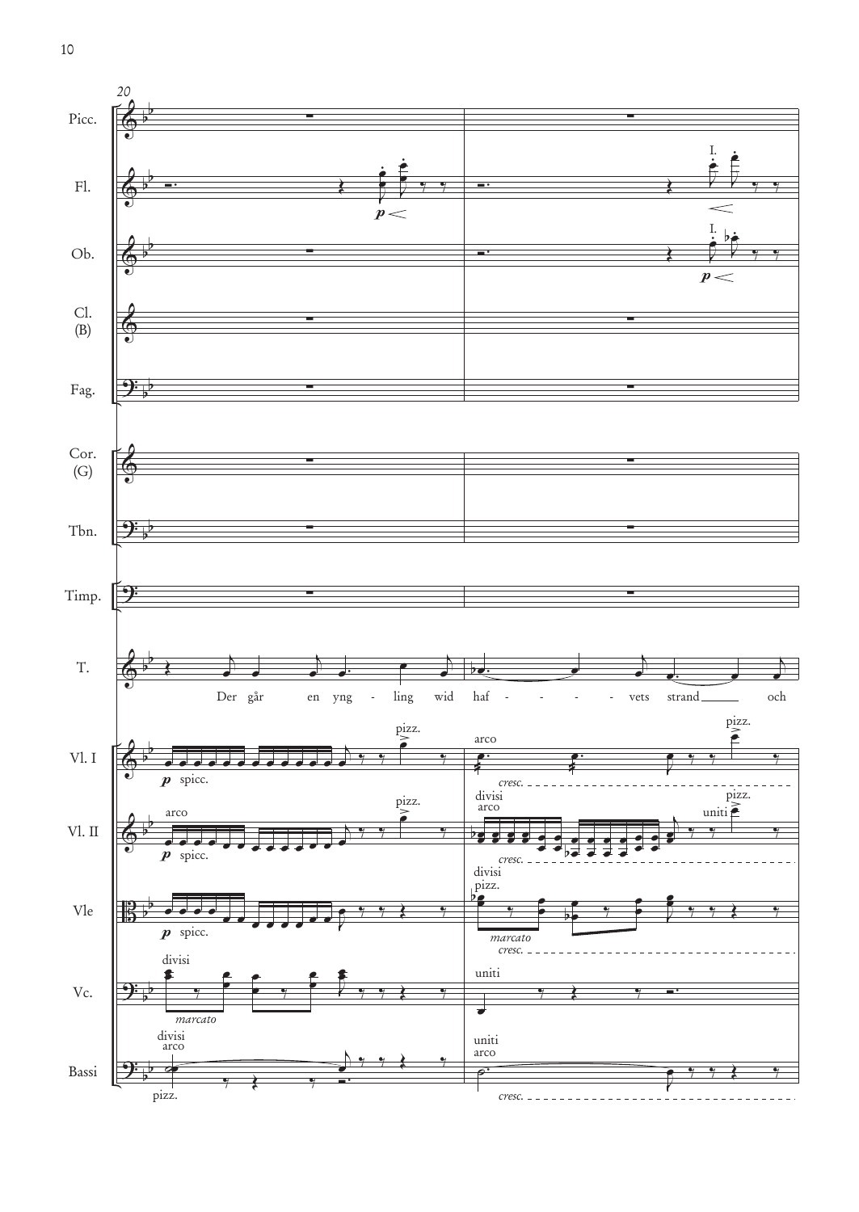Der går en yng - ling wid haf - - - - vets strand och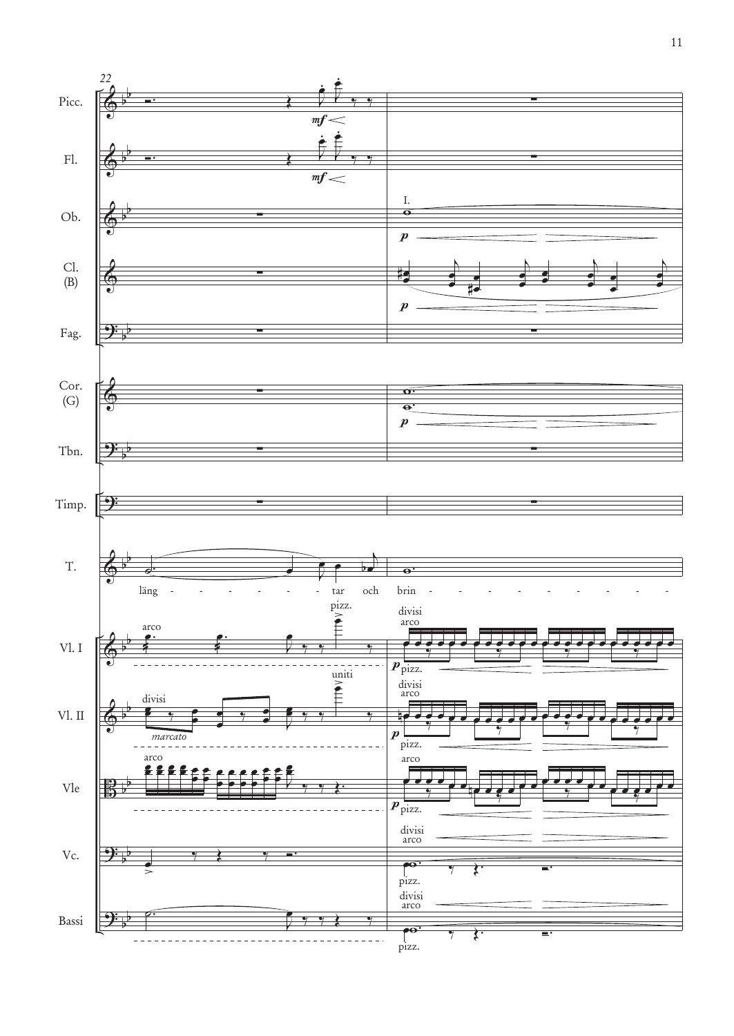22

Picc.
Fl.
Ob.
Cl. (B)
Fag.
Cor. (G)
Tbn.
Timp.
T.
Vl. I
Vl. II
Vle
Vc.
Bassi

*mf*

*mf*

I.

*p*

*p*

*p*

läng - - - - - - - tar och brin - - - - - - - - - - -

arco

pizz.

divisi
arco

*p* pizz.

divisi

*marcato*

uniti

divisi
arco

*p*

pizz.

arco

arco

*p* pizz.

divisi
arco

pizz.

divisi
arco

pizz.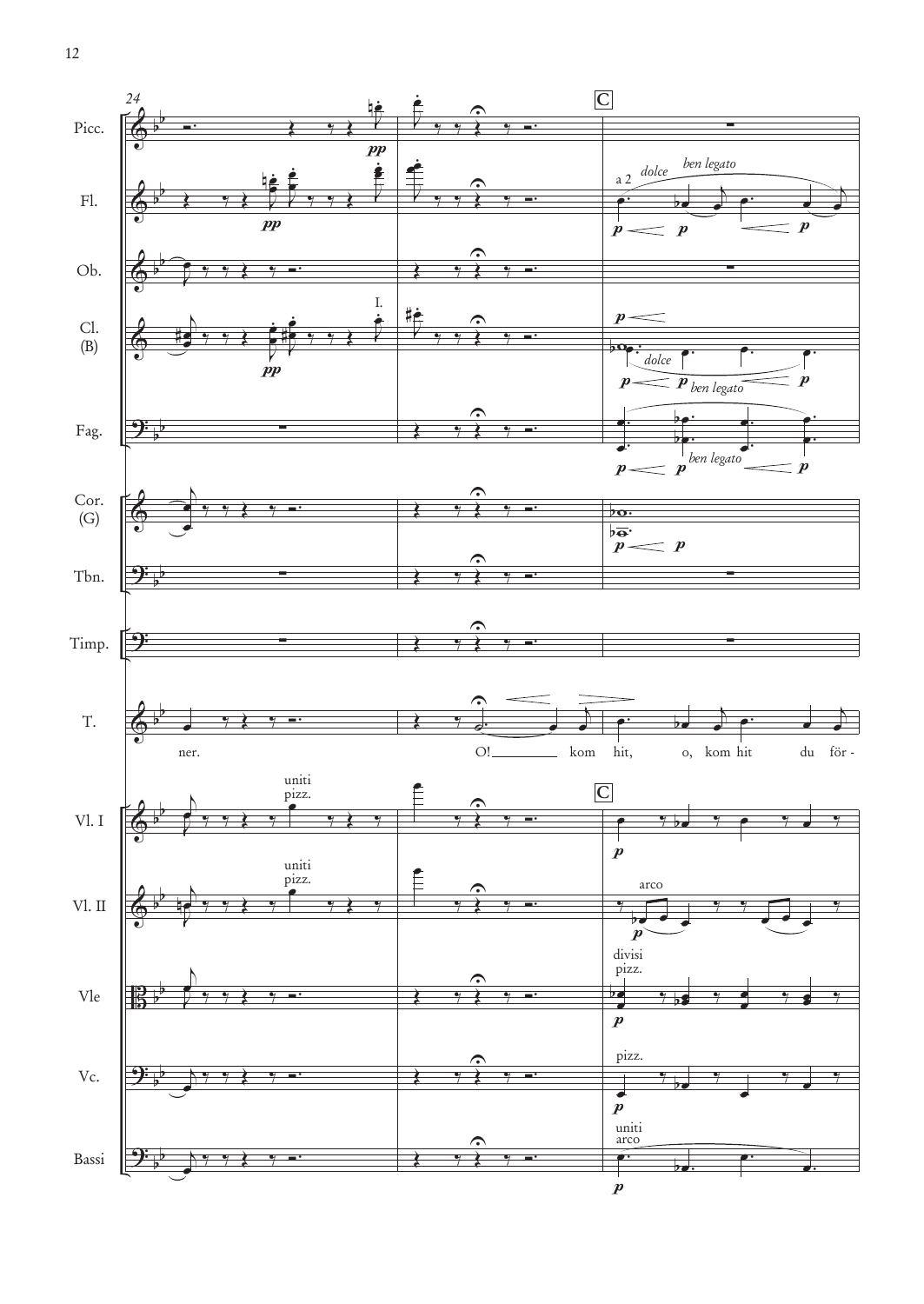24

Picc.

Fl.

Ob.

Cl. (B)

Fag.

Cor. (G)

Tbn.

Timp.

T.

Vl. I

Vl. II

Vle

Vc.

Bassi

C

ner. O! kom hit, o, kom hit du för -

a 2 *dolce* *ben legato*

I.

*dolce* *ben legato*

*ben legato*

uniti pizz.

uniti pizz.

arco

divisi pizz.

pizz.

uniti arco

*pp* *p*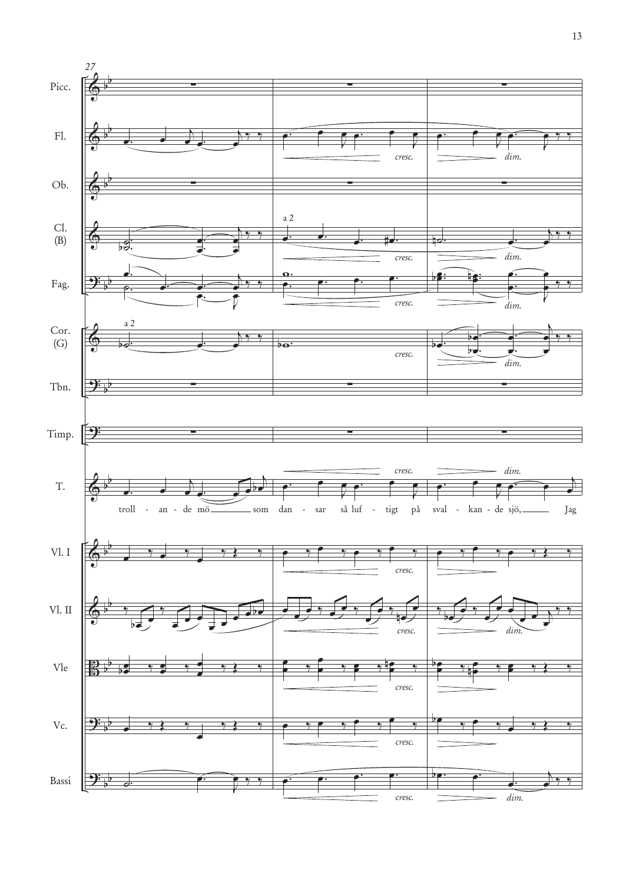troll - an - de mö som dan - sar så luf - tigt på sval - kan - de sjö, Jag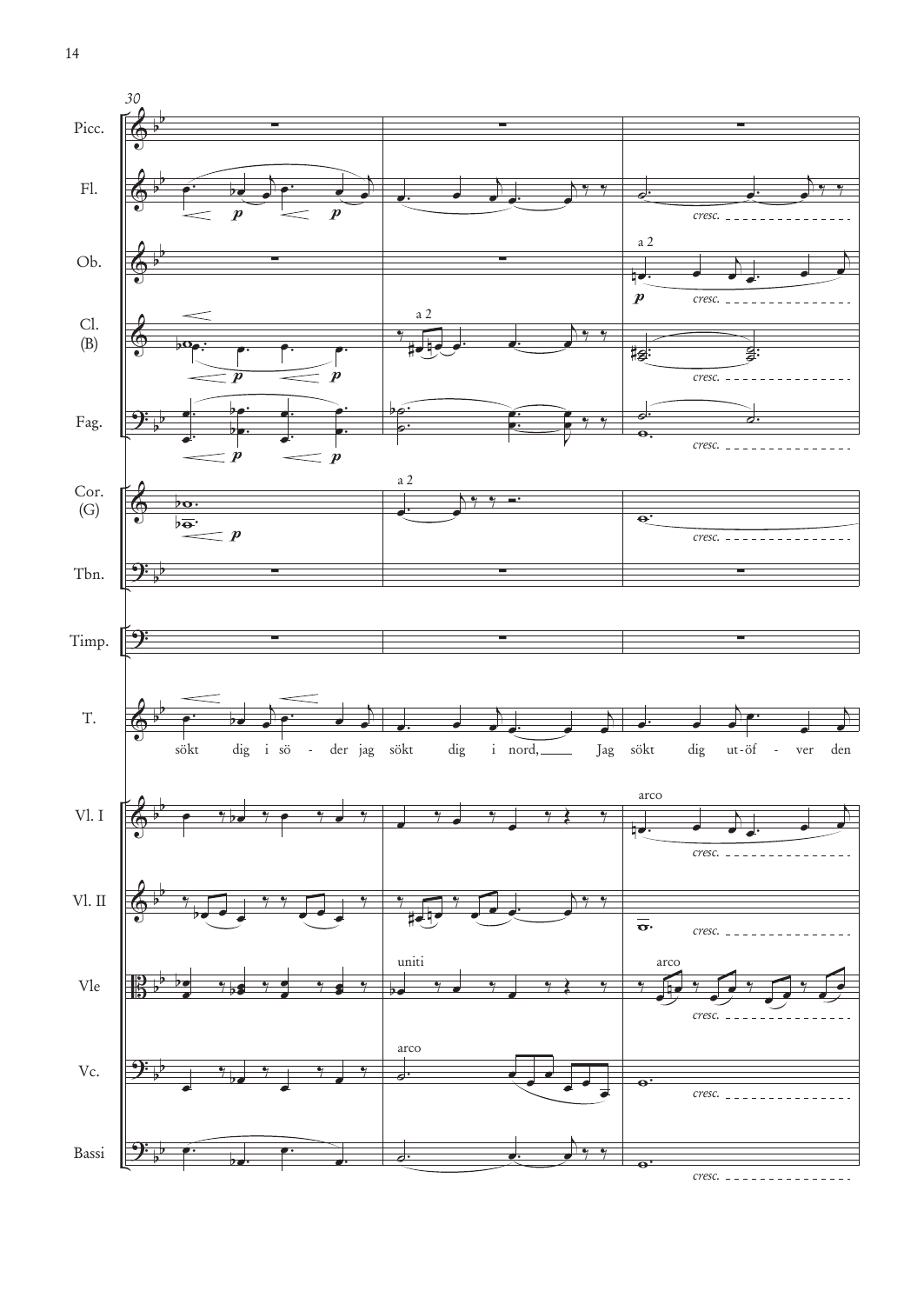sökt dig i sö - der jag sökt dig i nord, Jag sökt dig ut-öf - ver den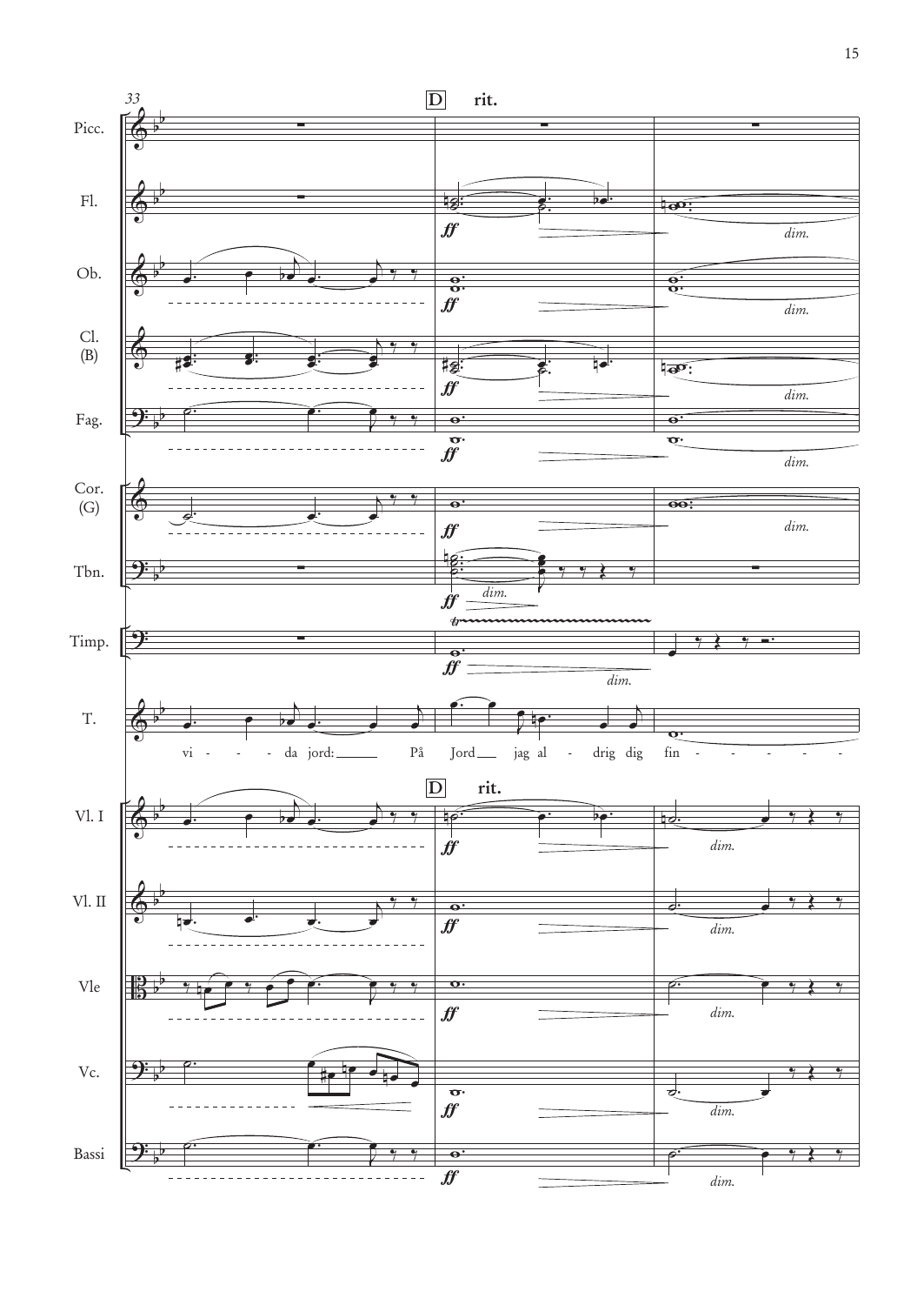33 **D** **rit.**

Picc.
Fl. *ff* *dim.*
Ob. *ff* *dim.*
Cl. (B) *ff* *dim.*
Fag. *ff* *dim.*
Cor. (G) *ff* *dim.*
Tbn. *ff* *dim.*
Timp. *tr* *ff* *dim.*

T.: vi - - - da jord: På Jord jag al - drig dig fin - - - - -

**D** **rit.**

Vl. I *ff* *dim.*
Vl. II *ff* *dim.*
Vle *ff* *dim.*
Vc. *ff* *dim.*
Bassi *ff* *dim.*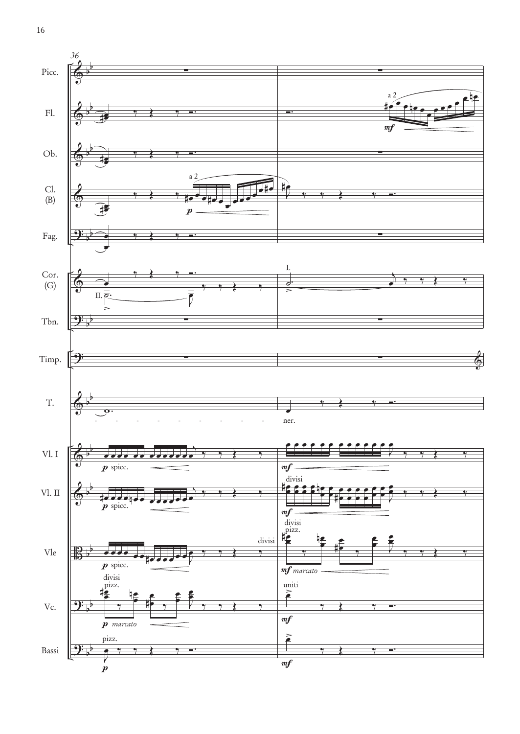36

Picc.

Fl. — a 2 — *mf*

Ob.

Cl. (B) — a 2 — *p*

Fag.

Cor. (G) — II. — I.

Tbn.

Timp.

T. — ner.

Vl. I — *p* spicc. — *mf*

Vl. II — *p* spicc. — divisi — *mf*

Vle — *p* spicc. — divisi — divisi pizz. — *mf marcato*

Vc. — divisi pizz. — *p marcato* — uniti — *mf*

Bassi — pizz. — *p* — *mf*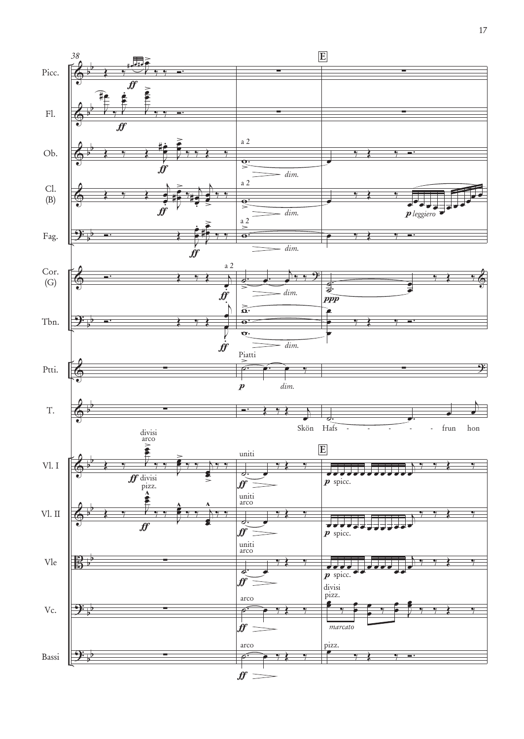38

**E**

Picc.

Fl.

Ob. — a 2 — *dim.*

Cl. (B) — a 2 — *dim.* — *p leggiero*

Fag. — a 2 — *dim.*

Cor. (G) — a 2 — *dim.* — *ppp*

Tbn. — *dim.*

Ptti. — Piatti — *p* — *dim.*

T. — Skön Hafs - - - - - - frun hon

Vl. I — divisi arco — *ff* divisi pizz. — uniti — *ff* — *p* spicc.

Vl. II — *ff* — uniti arco — *ff* — *p* spicc.

Vle — uniti arco — *ff* — *p* spicc.

Vc. — arco — *ff* — divisi pizz. — *marcato*

Bassi — arco — *ff* — pizz.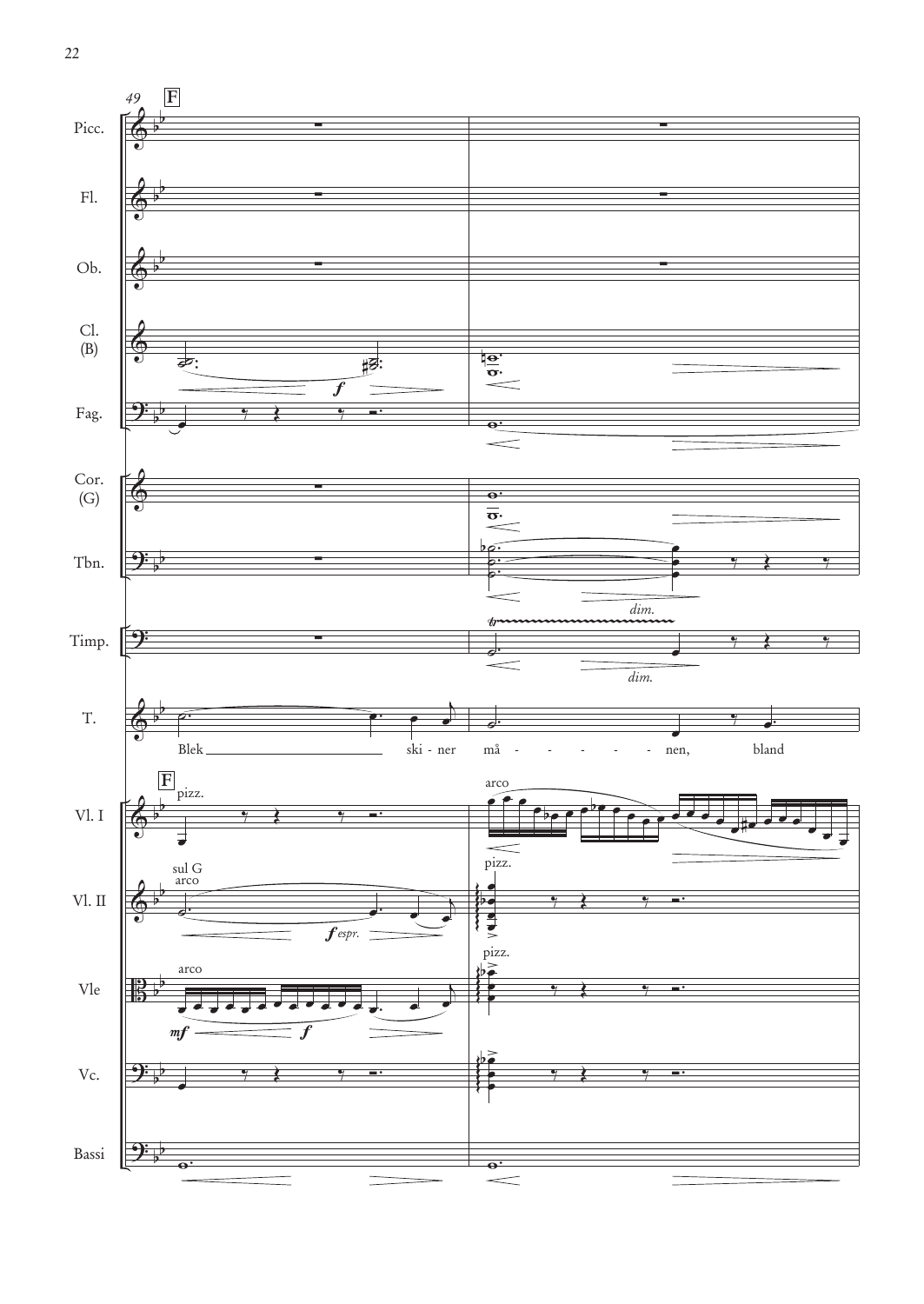49 **F**

Picc.

Fl.

Ob.

Cl. (B)

*f*

Fag.

Cor. (G)

Tbn.

*dim.*

Timp.

*dim.*

T.

Blek ___ ski - ner må - - - - - - nen, bland

**F**

Vl. I — pizz. — arco

Vl. II — sul G arco — *f espr.* — pizz.

Vle — arco — *mf* — *f* — pizz.

Vc.

Bassi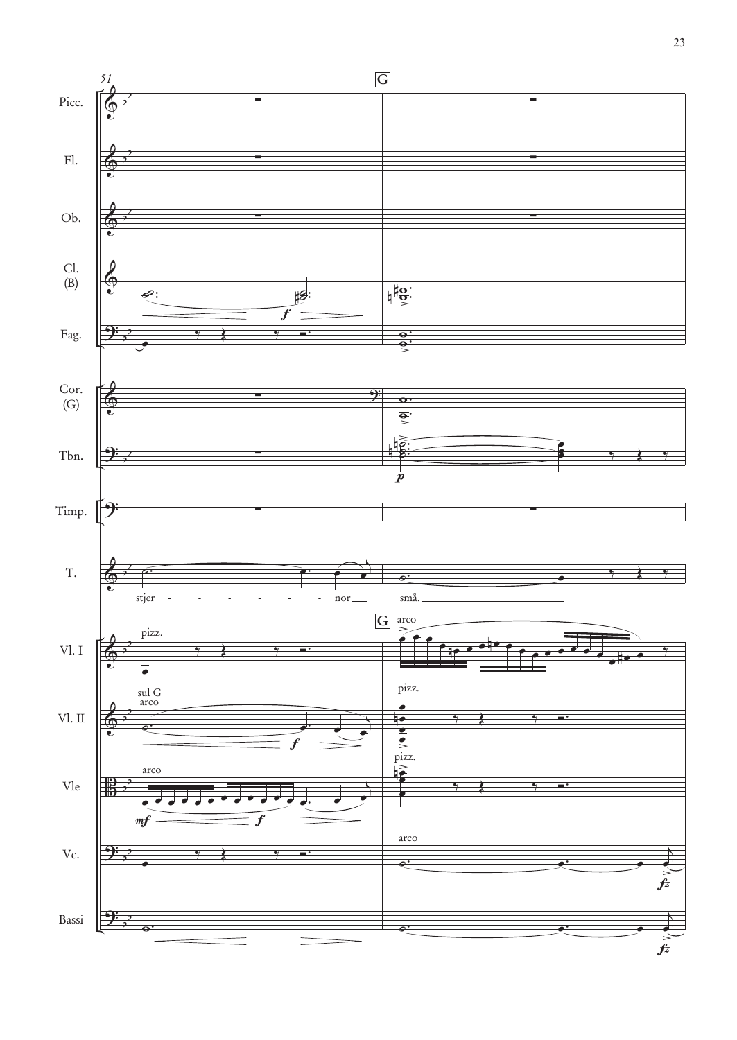51

**G**

Picc.

Fl.

Ob.

Cl. (B)

Fag.

Cor. (G)

Tbn.

Timp.

T.

stjer - - - - - - - - nor små.

Vl. I — pizz. — arco

Vl. II — sul G arco — pizz.

Vle — arco — pizz.

Vc. — arco

Bassi

*mf* *f* *p* *fz*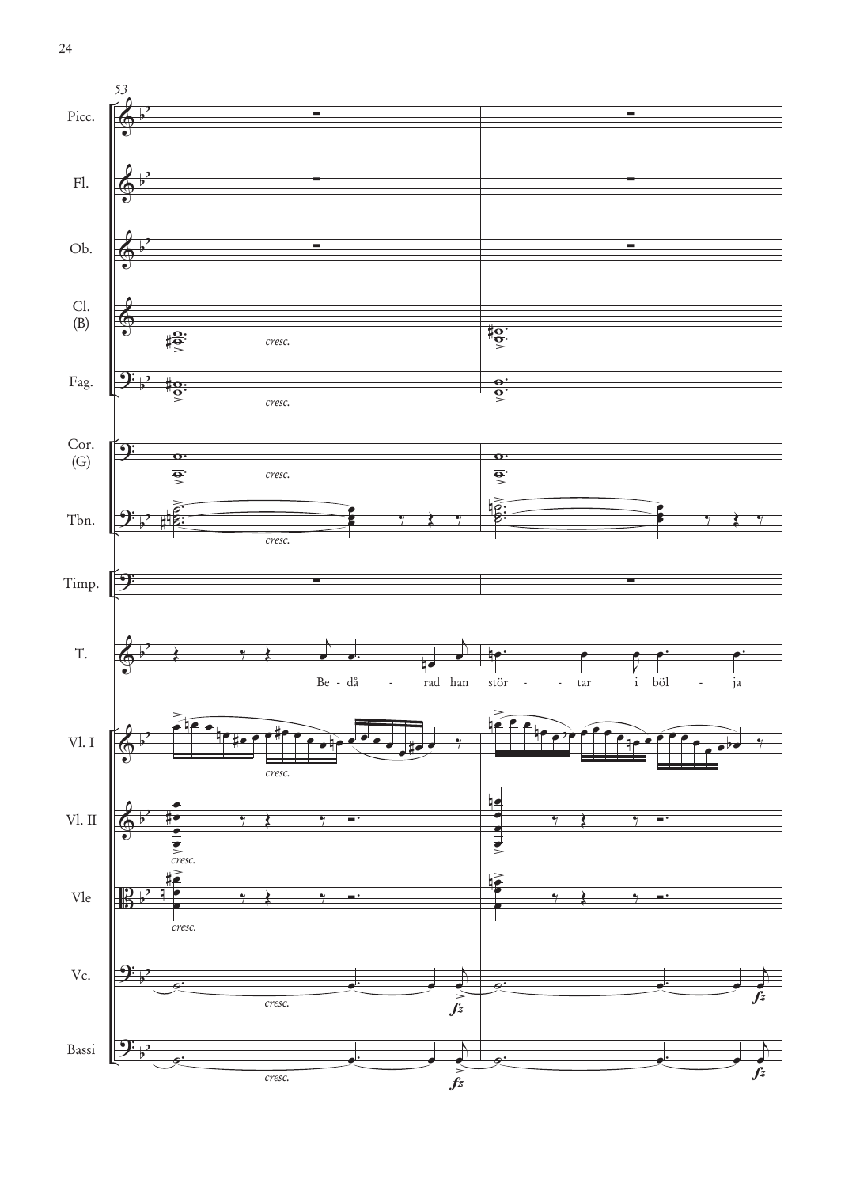53

Picc.

Fl.

Ob.

Cl. (B)

*cresc.*

Fag.

*cresc.*

Cor. (G)

*cresc.*

Tbn.

*cresc.*

Timp.

T.

Be - då - rad han stör - tar i böl - ja

Vl. I

*cresc.*

Vl. II

*cresc.*

Vle

*cresc.*

Vc.

*cresc.* *fz* *fz*

Bassi

*cresc.* *fz* *fz*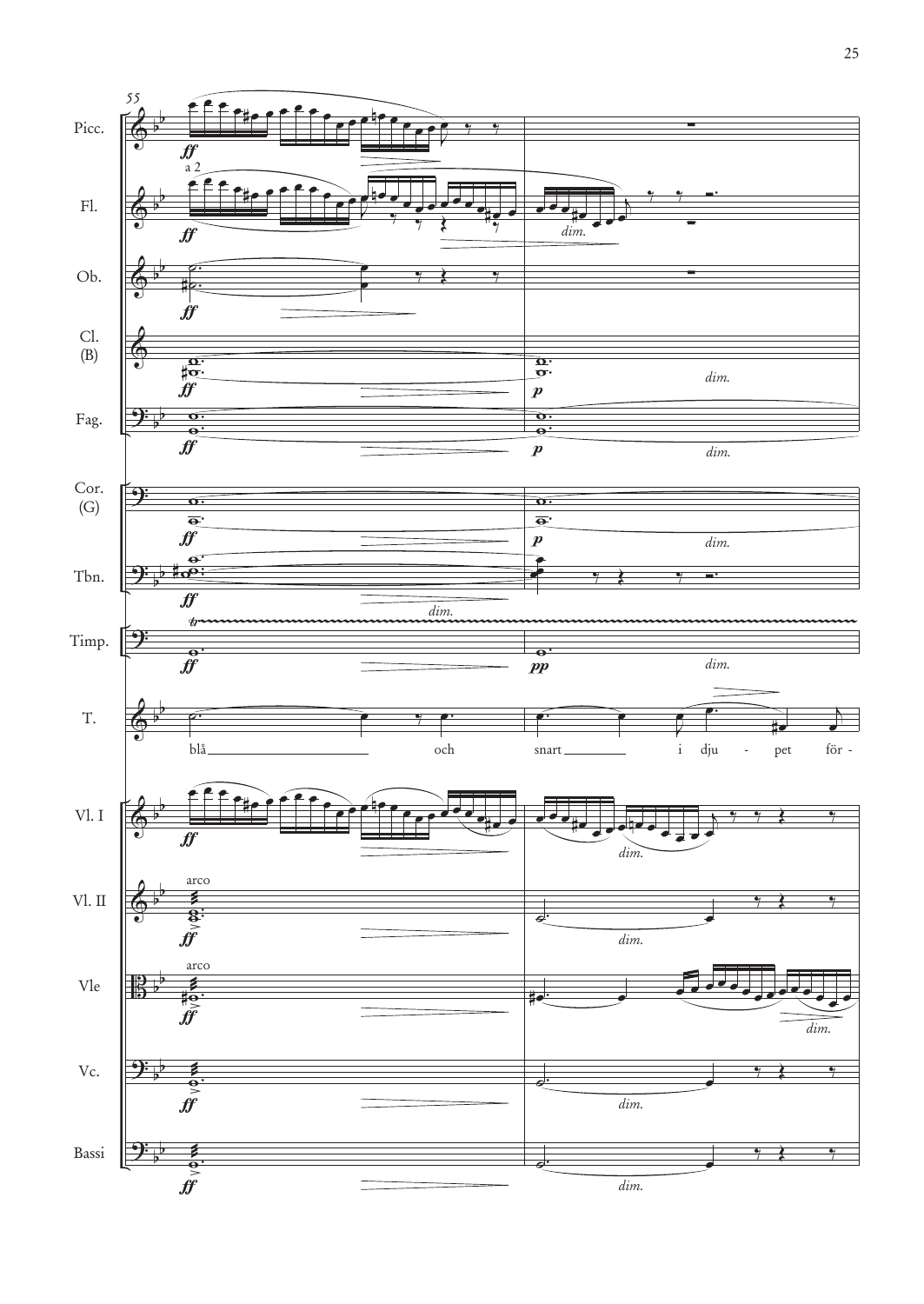blå och snart i dju - pet för -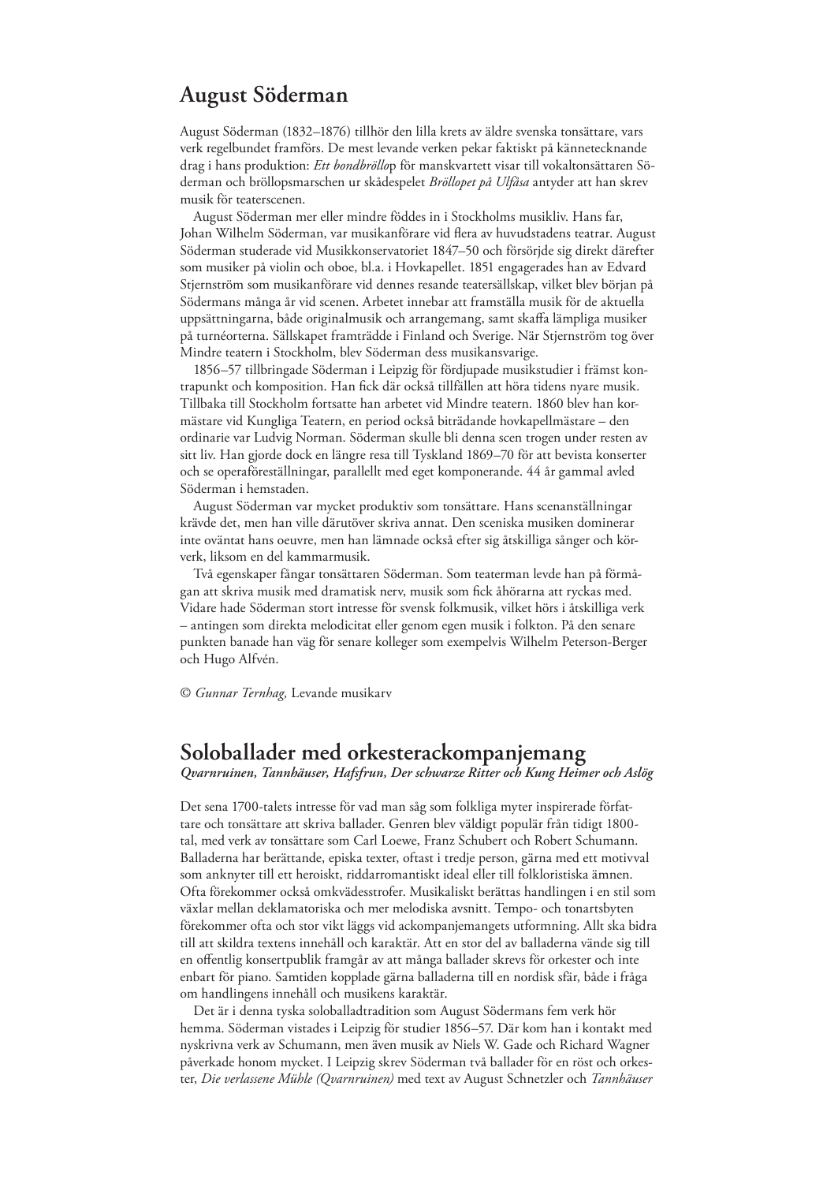## August Söderman

August Söderman (1832–1876) tillhör den lilla krets av äldre svenska tonsättare, vars verk regelbundet framförs. De mest levande verken pekar faktiskt på kännetecknande drag i hans produktion: *Ett bondbröllop* för manskvartett visar till vokaltonsättaren Söderman och bröllopsmarschen ur skådespelet *Bröllopet på Ulfåsa* antyder att han skrev musik för teaterscenen.

August Söderman mer eller mindre föddes in i Stockholms musikliv. Hans far, Johan Wilhelm Söderman, var musikanförare vid flera av huvudstadens teatrar. August Söderman studerade vid Musikkonservatoriet 1847–50 och försörjde sig direkt därefter som musiker på violin och oboe, bl.a. i Hovkapellet. 1851 engagerades han av Edvard Stjernström som musikanförare vid dennes resande teatersällskap, vilket blev början på Södermans många år vid scenen. Arbetet innebar att framställa musik för de aktuella uppsättningarna, både originalmusik och arrangemang, samt skaffa lämpliga musiker på turnéorterna. Sällskapet framträdde i Finland och Sverige. När Stjernström tog över Mindre teatern i Stockholm, blev Söderman dess musikansvarige.

1856–57 tillbringade Söderman i Leipzig för fördjupade musikstudier i främst kontrapunkt och komposition. Han fick där också tillfällen att höra tidens nyare musik. Tillbaka till Stockholm fortsatte han arbetet vid Mindre teatern. 1860 blev han kormästare vid Kungliga Teatern, en period också biträdande hovkapellmästare – den ordinarie var Ludvig Norman. Söderman skulle bli denna scen trogen under resten av sitt liv. Han gjorde dock en längre resa till Tyskland 1869–70 för att bevista konserter och se operaföreställningar, parallellt med eget komponerande. 44 år gammal avled Söderman i hemstaden.

August Söderman var mycket produktiv som tonsättare. Hans scenanställningar krävde det, men han ville därutöver skriva annat. Den sceniska musiken dominerar inte oväntat hans oeuvre, men han lämnade också efter sig åtskilliga sånger och körverk, liksom en del kammarmusik.

Två egenskaper fångar tonsättaren Söderman. Som teaterman levde han på förmågan att skriva musik med dramatisk nerv, musik som fick åhörarna att ryckas med. Vidare hade Söderman stort intresse för svensk folkmusik, vilket hörs i åtskilliga verk – antingen som direkta melodicitat eller genom egen musik i folkton. På den senare punkten banade han väg för senare kolleger som exempelvis Wilhelm Peterson-Berger och Hugo Alfvén.

© *Gunnar Ternhag,* Levande musikarv

## Soloballader med orkesterackompanjemang

***Qvarnruinen, Tannhäuser, Hafsfrun, Der schwarze Ritter och Kung Heimer och Aslög***

Det sena 1700-talets intresse för vad man såg som folkliga myter inspirerade författare och tonsättare att skriva ballader. Genren blev väldigt populär från tidigt 1800-tal, med verk av tonsättare som Carl Loewe, Franz Schubert och Robert Schumann. Balladerna har berättande, episka texter, oftast i tredje person, gärna med ett motivval som anknyter till ett heroiskt, riddarromantiskt ideal eller till folkloristiska ämnen. Ofta förekommer också omkvädesstrofer. Musikaliskt berättas handlingen i en stil som växlar mellan deklamatoriska och mer melodiska avsnitt. Tempo- och tonartsbyten förekommer ofta och stor vikt läggs vid ackompanjemangets utformning. Allt ska bidra till att skildra textens innehåll och karaktär. Att en stor del av balladerna vände sig till en offentlig konsertpublik framgår av att många ballader skrevs för orkester och inte enbart för piano. Samtiden kopplade gärna balladerna till en nordisk sfär, både i fråga om handlingens innehåll och musikens karaktär.

Det är i denna tyska soloballadtradition som August Södermans fem verk hör hemma. Söderman vistades i Leipzig för studier 1856–57. Där kom han i kontakt med nyskrivna verk av Schumann, men även musik av Niels W. Gade och Richard Wagner påverkade honom mycket. I Leipzig skrev Söderman två ballader för en röst och orkester, *Die verlassene Mühle (Qvarnruinen)* med text av August Schnetzler och *Tannhäuser*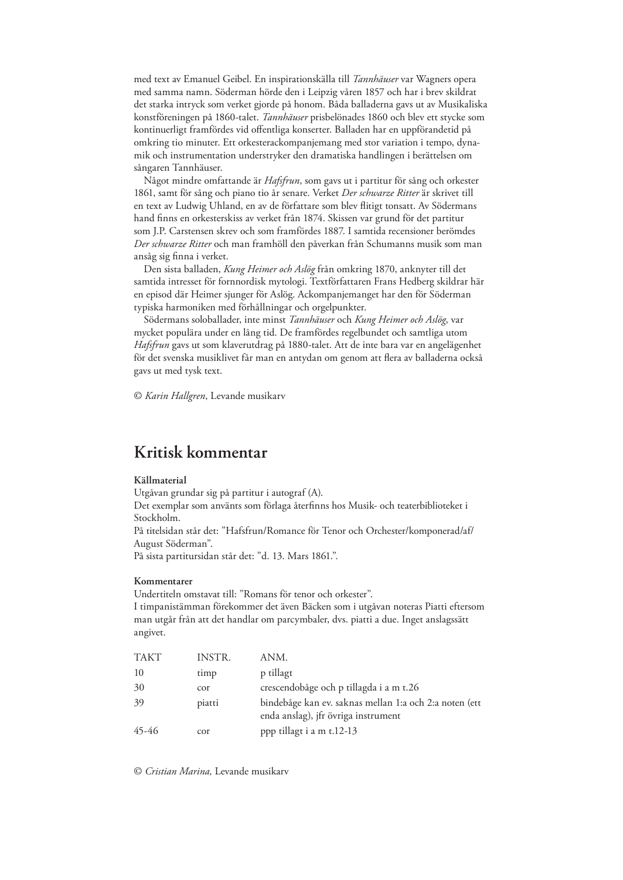med text av Emanuel Geibel. En inspirationskälla till *Tannhäuser* var Wagners opera med samma namn. Söderman hörde den i Leipzig våren 1857 och har i brev skildrat det starka intryck som verket gjorde på honom. Båda balladerna gavs ut av Musikaliska konstföreningen på 1860-talet. *Tannhäuser* prisbelönades 1860 och blev ett stycke som kontinuerligt framfördes vid offentliga konserter. Balladen har en uppförandetid på omkring tio minuter. Ett orkesterackompanjemang med stor variation i tempo, dynamik och instrumentation understryker den dramatiska handlingen i berättelsen om sångaren Tannhäuser.

Något mindre omfattande är *Hafsfrun*, som gavs ut i partitur för sång och orkester 1861, samt för sång och piano tio år senare. Verket *Der schwarze Ritter* är skrivet till en text av Ludwig Uhland, en av de författare som blev flitigt tonsatt. Av Södermans hand finns en orkesterskiss av verket från 1874. Skissen var grund för det partitur som J.P. Carstensen skrev och som framfördes 1887. I samtida recensioner berömdes *Der schwarze Ritter* och man framhöll den påverkan från Schumanns musik som man ansåg sig finna i verket.

Den sista balladen, *Kung Heimer och Aslög* från omkring 1870, anknyter till det samtida intresset för fornnordisk mytologi. Textförfattaren Frans Hedberg skildrar här en episod där Heimer sjunger för Aslög. Ackompanjemanget har den för Söderman typiska harmoniken med förhållningar och orgelpunkter.

Södermans soloballader, inte minst *Tannhäuser* och *Kung Heimer och Aslög*, var mycket populära under en lång tid. De framfördes regelbundet och samtliga utom *Hafsfrun* gavs ut som klaverutdrag på 1880-talet. Att de inte bara var en angelägenhet för det svenska musiklivet får man en antydan om genom att flera av balladerna också gavs ut med tysk text.

© *Karin Hallgren*, Levande musikarv

## Kritisk kommentar

**Källmaterial**

Utgåvan grundar sig på partitur i autograf (A).
Det exemplar som använts som förlaga återfinns hos Musik- och teaterbiblioteket i Stockholm.
På titelsidan står det: "Hafsfrun/Romance för Tenor och Orchester/komponerad/af/ August Söderman".
På sista partitursidan står det: "d. 13. Mars 1861.".

**Kommentarer**

Undertiteln omstavat till: "Romans för tenor och orkester".
I timpanistämman förekommer det även Bäcken som i utgåvan noteras Piatti eftersom man utgår från att det handlar om parcymbaler, dvs. piatti a due. Inget anslagssätt angivet.

| TAKT | INSTR. | ANM. |
|---|---|---|
| 10 | timp | p tillagt |
| 30 | cor | crescendobåge och p tillagda i a m t.26 |
| 39 | piatti | bindebåge kan ev. saknas mellan 1:a och 2:a noten (ett enda anslag), jfr övriga instrument |
| 45-46 | cor | ppp tillagt i a m t.12-13 |

© *Cristian Marina,* Levande musikarv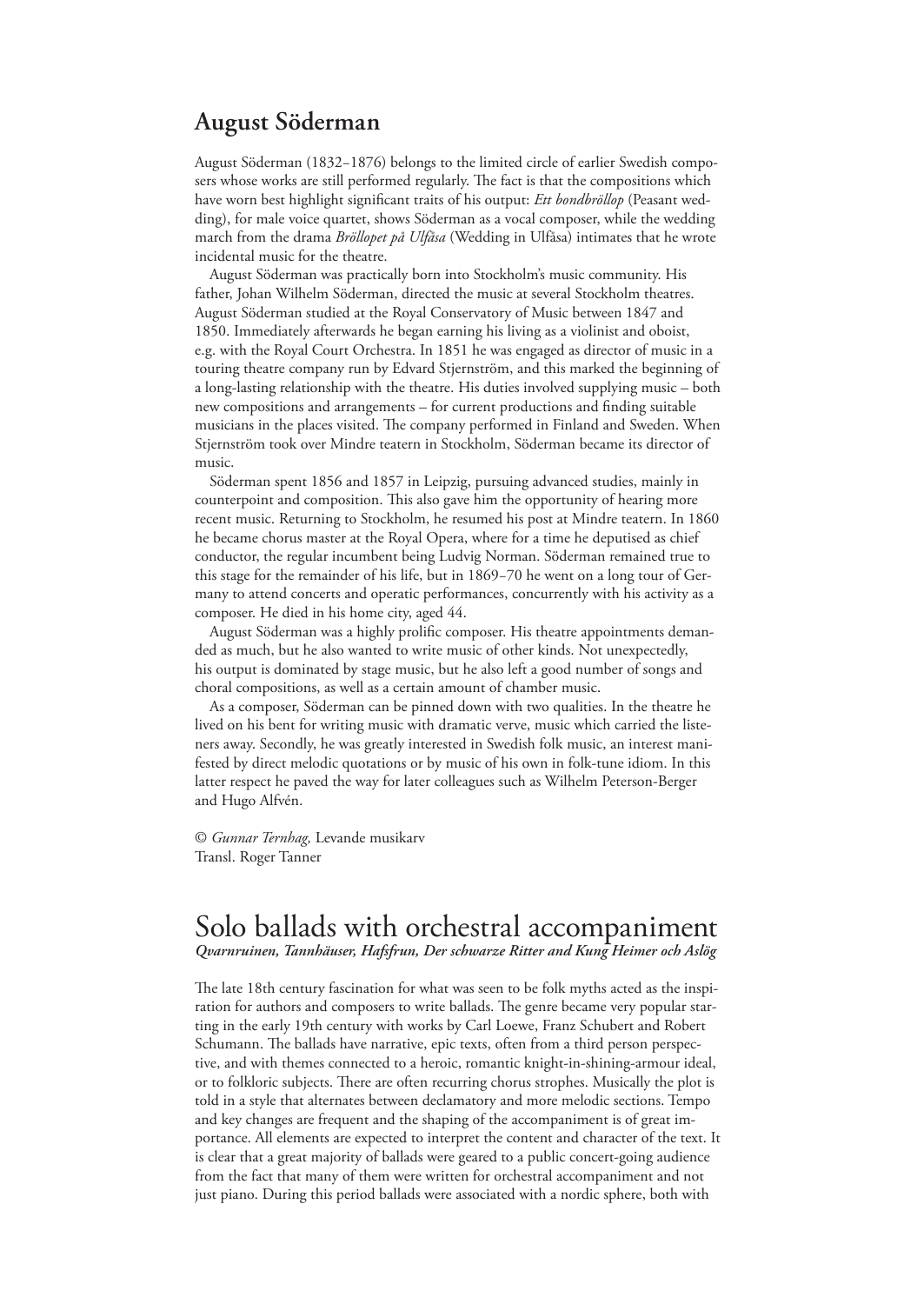## August Söderman

August Söderman (1832–1876) belongs to the limited circle of earlier Swedish composers whose works are still performed regularly. The fact is that the compositions which have worn best highlight significant traits of his output: *Ett bondbröllop* (Peasant wedding), for male voice quartet, shows Söderman as a vocal composer, while the wedding march from the drama *Bröllopet på Ulfåsa* (Wedding in Ulfåsa) intimates that he wrote incidental music for the theatre.

August Söderman was practically born into Stockholm's music community. His father, Johan Wilhelm Söderman, directed the music at several Stockholm theatres. August Söderman studied at the Royal Conservatory of Music between 1847 and 1850. Immediately afterwards he began earning his living as a violinist and oboist, e.g. with the Royal Court Orchestra. In 1851 he was engaged as director of music in a touring theatre company run by Edvard Stjernström, and this marked the beginning of a long-lasting relationship with the theatre. His duties involved supplying music – both new compositions and arrangements – for current productions and finding suitable musicians in the places visited. The company performed in Finland and Sweden. When Stjernström took over Mindre teatern in Stockholm, Söderman became its director of music.

Söderman spent 1856 and 1857 in Leipzig, pursuing advanced studies, mainly in counterpoint and composition. This also gave him the opportunity of hearing more recent music. Returning to Stockholm, he resumed his post at Mindre teatern. In 1860 he became chorus master at the Royal Opera, where for a time he deputised as chief conductor, the regular incumbent being Ludvig Norman. Söderman remained true to this stage for the remainder of his life, but in 1869–70 he went on a long tour of Germany to attend concerts and operatic performances, concurrently with his activity as a composer. He died in his home city, aged 44.

August Söderman was a highly prolific composer. His theatre appointments demanded as much, but he also wanted to write music of other kinds. Not unexpectedly, his output is dominated by stage music, but he also left a good number of songs and choral compositions, as well as a certain amount of chamber music.

As a composer, Söderman can be pinned down with two qualities. In the theatre he lived on his bent for writing music with dramatic verve, music which carried the listeners away. Secondly, he was greatly interested in Swedish folk music, an interest manifested by direct melodic quotations or by music of his own in folk-tune idiom. In this latter respect he paved the way for later colleagues such as Wilhelm Peterson-Berger and Hugo Alfvén.

© *Gunnar Ternhag,* Levande musikarv
Transl. Roger Tanner

# Solo ballads with orchestral accompaniment

***Qvarnruinen, Tannhäuser, Hafsfrun, Der schwarze Ritter and Kung Heimer och Aslög***

The late 18th century fascination for what was seen to be folk myths acted as the inspiration for authors and composers to write ballads. The genre became very popular starting in the early 19th century with works by Carl Loewe, Franz Schubert and Robert Schumann. The ballads have narrative, epic texts, often from a third person perspective, and with themes connected to a heroic, romantic knight-in-shining-armour ideal, or to folkloric subjects. There are often recurring chorus strophes. Musically the plot is told in a style that alternates between declamatory and more melodic sections. Tempo and key changes are frequent and the shaping of the accompaniment is of great importance. All elements are expected to interpret the content and character of the text. It is clear that a great majority of ballads were geared to a public concert-going audience from the fact that many of them were written for orchestral accompaniment and not just piano. During this period ballads were associated with a nordic sphere, both with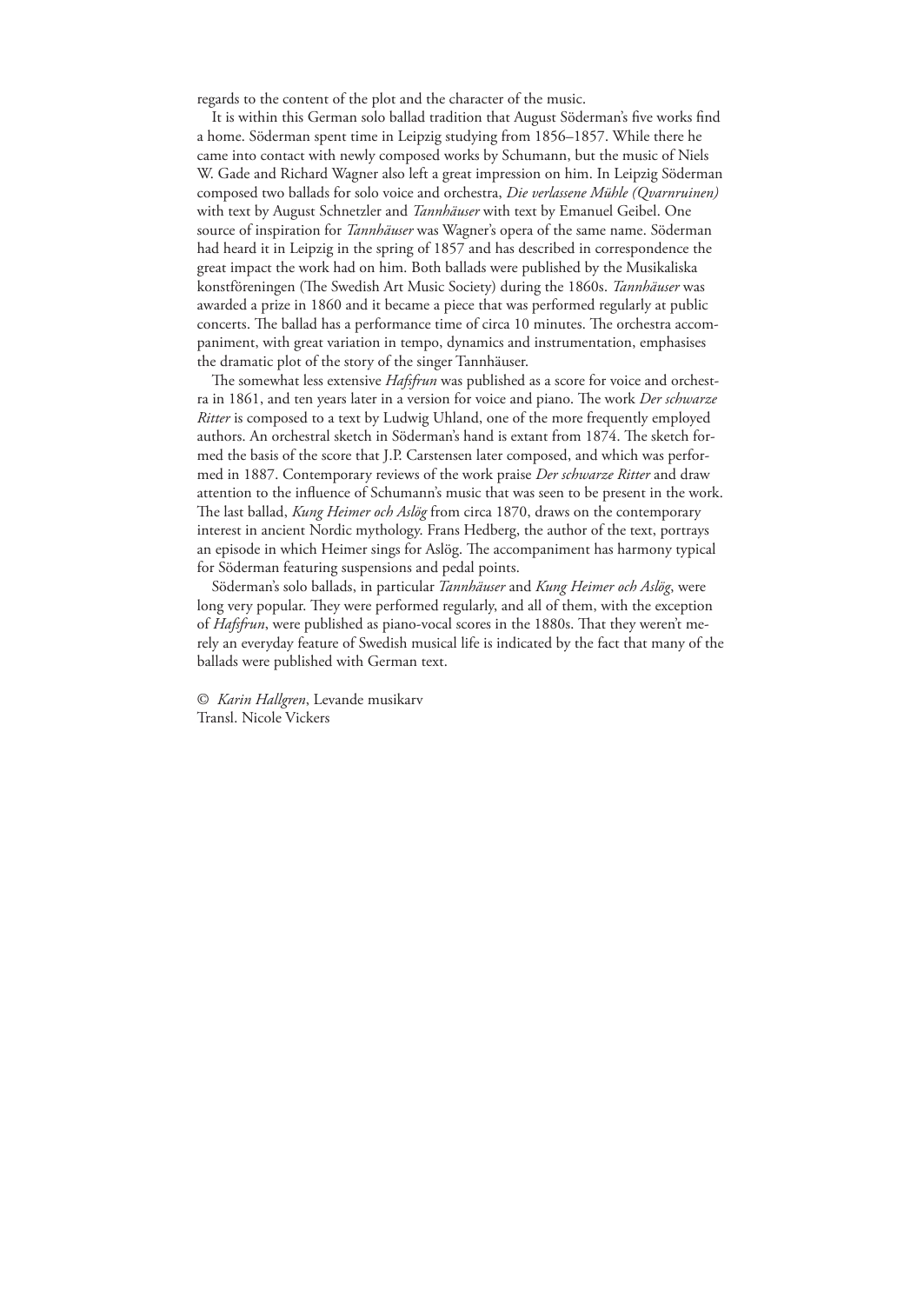regards to the content of the plot and the character of the music.

It is within this German solo ballad tradition that August Söderman's five works find a home. Söderman spent time in Leipzig studying from 1856–1857. While there he came into contact with newly composed works by Schumann, but the music of Niels W. Gade and Richard Wagner also left a great impression on him. In Leipzig Söderman composed two ballads for solo voice and orchestra, *Die verlassene Mühle (Qvarnruinen)* with text by August Schnetzler and *Tannhäuser* with text by Emanuel Geibel. One source of inspiration for *Tannhäuser* was Wagner's opera of the same name. Söderman had heard it in Leipzig in the spring of 1857 and has described in correspondence the great impact the work had on him. Both ballads were published by the Musikaliska konstföreningen (The Swedish Art Music Society) during the 1860s. *Tannhäuser* was awarded a prize in 1860 and it became a piece that was performed regularly at public concerts. The ballad has a performance time of circa 10 minutes. The orchestra accompaniment, with great variation in tempo, dynamics and instrumentation, emphasises the dramatic plot of the story of the singer Tannhäuser.

The somewhat less extensive *Hafsfrun* was published as a score for voice and orchestra in 1861, and ten years later in a version for voice and piano. The work *Der schwarze Ritter* is composed to a text by Ludwig Uhland, one of the more frequently employed authors. An orchestral sketch in Söderman's hand is extant from 1874. The sketch formed the basis of the score that J.P. Carstensen later composed, and which was performed in 1887. Contemporary reviews of the work praise *Der schwarze Ritter* and draw attention to the influence of Schumann's music that was seen to be present in the work. The last ballad, *Kung Heimer och Aslög* from circa 1870, draws on the contemporary interest in ancient Nordic mythology. Frans Hedberg, the author of the text, portrays an episode in which Heimer sings for Aslög. The accompaniment has harmony typical for Söderman featuring suspensions and pedal points.

Söderman's solo ballads, in particular *Tannhäuser* and *Kung Heimer och Aslög*, were long very popular. They were performed regularly, and all of them, with the exception of *Hafsfrun*, were published as piano-vocal scores in the 1880s. That they weren't merely an everyday feature of Swedish musical life is indicated by the fact that many of the ballads were published with German text.

© *Karin Hallgren*, Levande musikarv
Transl. Nicole Vickers